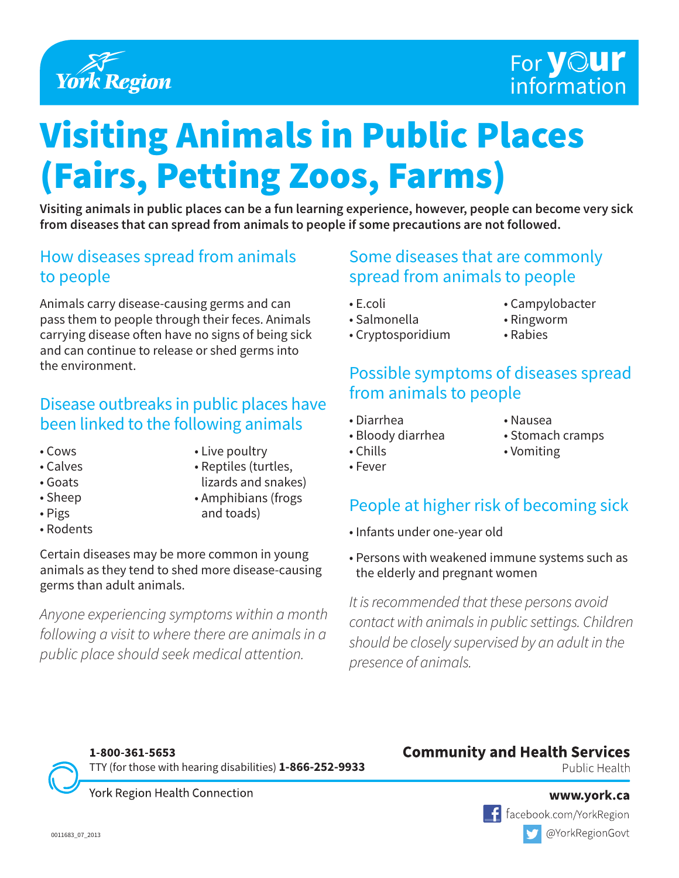York Region

For your information

# Visiting Animals in Public Places (Fairs, Petting Zoos, Farms)

**Visiting animals in public places can be a fun learning experience, however, people can become very sick from diseases that can spread from animals to people if some precautions are not followed.**

## How diseases spread from animals to people

Animals carry disease-causing germs and can pass them to people through their feces. Animals carrying disease often have no signs of being sick and can continue to release or shed germs into the environment.

## Disease outbreaks in public places have been linked to the following animals

- Cows
- Calves
- Goats
- Sheep
- Pigs
- Rodents
- Live poultry
- Reptiles (turtles, lizards and snakes)
- Amphibians (frogs and toads)

Certain diseases may be more common in young animals as they tend to shed more disease-causing germs than adult animals.

*Anyone experiencing symptoms within a month following a visit to where there are animals in a public place should seek medical attention.*

## Some diseases that are commonly spread from animals to people

- E.coli
- Salmonella
- Cryptosporidium
- Campylobacter
- Ringworm
- Rabies

## Possible symptoms of diseases spread from animals to people

- Diarrhea
- Bloody diarrhea
- Chills
- Fever
- Nausea
- Stomach cramps
- Vomiting

## People at higher risk of becoming sick

- Infants under one-year old
- Persons with weakened immune systems such as the elderly and pregnant women

*It is recommended that these persons avoid contact with animals in public settings. Children should be closely supervised by an adult in the presence of animals.*

**1-800-361-5653**
TTY (for those with hearing disabilities) **1-866-252-9933**
York Region Health Connection

**Community and Health Services**
Public Health

**www.york.ca**
facebook.com/YorkRegion
@YorkRegionGovt

0011683_07_2013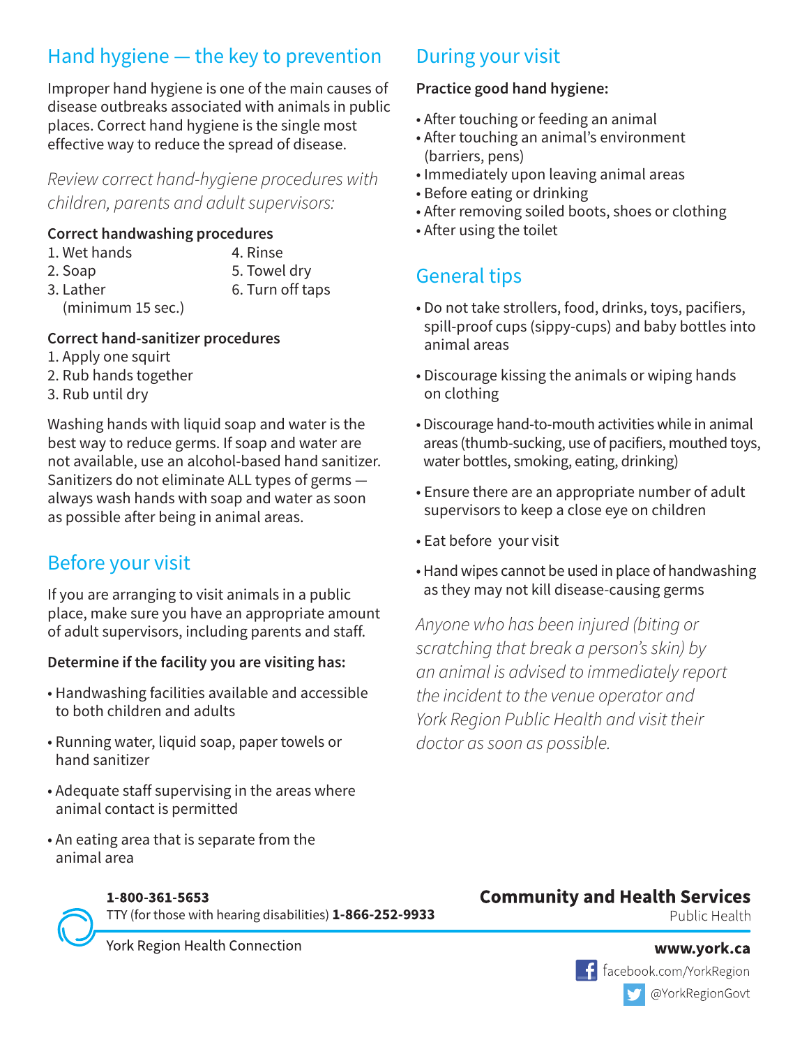## Hand hygiene — the key to prevention

Improper hand hygiene is one of the main causes of disease outbreaks associated with animals in public places. Correct hand hygiene is the single most effective way to reduce the spread of disease.

*Review correct hand-hygiene procedures with children, parents and adult supervisors:*

**Correct handwashing procedures**

1. Wet hands
2. Soap
3. Lather (minimum 15 sec.)
4. Rinse
5. Towel dry
6. Turn off taps

**Correct hand-sanitizer procedures**

1. Apply one squirt
2. Rub hands together
3. Rub until dry

Washing hands with liquid soap and water is the best way to reduce germs. If soap and water are not available, use an alcohol-based hand sanitizer. Sanitizers do not eliminate ALL types of germs — always wash hands with soap and water as soon as possible after being in animal areas.

## Before your visit

If you are arranging to visit animals in a public place, make sure you have an appropriate amount of adult supervisors, including parents and staff.

**Determine if the facility you are visiting has:**

- Handwashing facilities available and accessible to both children and adults
- Running water, liquid soap, paper towels or hand sanitizer
- Adequate staff supervising in the areas where animal contact is permitted
- An eating area that is separate from the animal area

## During your visit

**Practice good hand hygiene:**

- After touching or feeding an animal
- After touching an animal's environment (barriers, pens)
- Immediately upon leaving animal areas
- Before eating or drinking
- After removing soiled boots, shoes or clothing
- After using the toilet

## General tips

- Do not take strollers, food, drinks, toys, pacifiers, spill-proof cups (sippy-cups) and baby bottles into animal areas
- Discourage kissing the animals or wiping hands on clothing
- Discourage hand-to-mouth activities while in animal areas (thumb-sucking, use of pacifiers, mouthed toys, water bottles, smoking, eating, drinking)
- Ensure there are an appropriate number of adult supervisors to keep a close eye on children
- Eat before your visit
- Hand wipes cannot be used in place of handwashing as they may not kill disease-causing germs

*Anyone who has been injured (biting or scratching that break a person's skin) by an animal is advised to immediately report the incident to the venue operator and York Region Public Health and visit their doctor as soon as possible.*

**1-800-361-5653**
TTY (for those with hearing disabilities) **1-866-252-9933**
York Region Health Connection

**Community and Health Services**
Public Health

**www.york.ca**
facebook.com/YorkRegion
@YorkRegionGovt